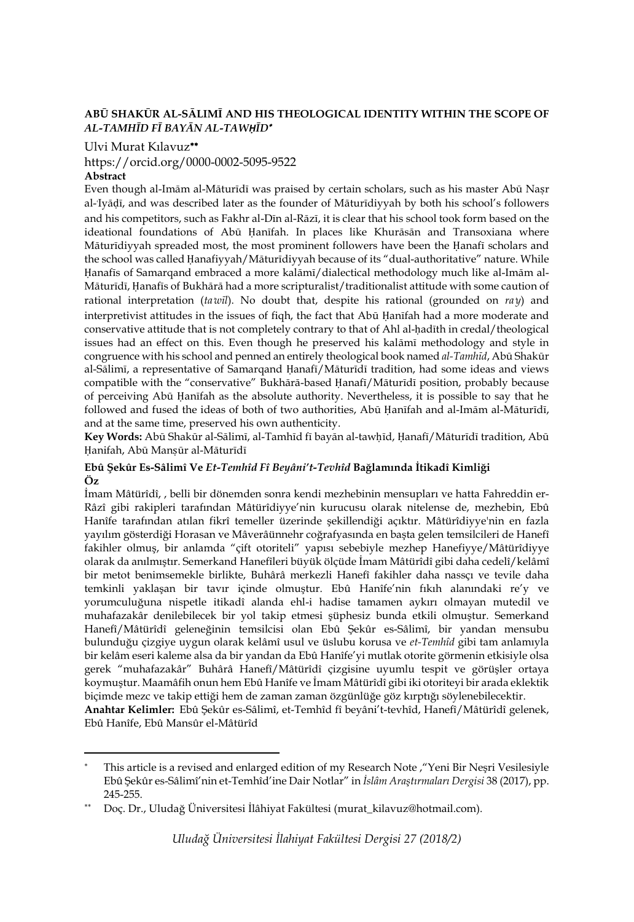# ABŪ SHAKŪR AL-SĀLIMĪ AND HIS THEOLOGICAL IDENTITY WITHIN THE SCOPE OF *AL-TAMHĪD FĪ BAYĀN AL-TAWḤĪD*[*]

Ulvi Murat Kılavuz[**]

https://orcid.org/0000-0002-5095-9522

**Abstract**

Even though al-Imām al-Māturīdī was praised by certain scholars, such as his master Abū Naṣr al-Iyāḍī, and was described later as the founder of Māturīdiyyah by both his school's followers and his competitors, such as Fakhr al-Dīn al-Rāzī, it is clear that his school took form based on the ideational foundations of Abū Ḥanīfah. In places like Khurāsān and Transoxiana where Māturīdiyyah spreaded most, the most prominent followers have been the Ḥanafī scholars and the school was called Ḥanafiyyah/Māturīdiyyah because of its "dual-authoritative" nature. While Ḥanafīs of Samarqand embraced a more kalāmī/dialectical methodology much like al-Imām al-Māturīdī, Ḥanafīs of Bukhārā had a more scripturalist/traditionalist attitude with some caution of rational interpretation (*ta'wīl*). No doubt that, despite his rational (grounded on *ra'y*) and interpretivist attitudes in the issues of fiqh, the fact that Abū Ḥanīfah had a more moderate and conservative attitude that is not completely contrary to that of Ahl al-ḥadīth in credal/theological issues had an effect on this. Even though he preserved his kalāmī methodology and style in congruence with his school and penned an entirely theological book named *al-Tamhīd*, Abū Shakūr al-Sālimī, a representative of Samarqand Ḥanafī/Māturīdī tradition, had some ideas and views compatible with the "conservative" Bukhārā-based Ḥanafī/Māturīdī position, probably because of perceiving Abū Ḥanīfah as the absolute authority. Nevertheless, it is possible to say that he followed and fused the ideas of both of two authorities, Abū Ḥanīfah and al-Imām al-Māturīdī, and at the same time, preserved his own authenticity.

**Key Words:** Abū Shakūr al-Sālimī, al-Tamhīd fī bayān al-tawḥīd, Ḥanafī/Māturīdī tradition, Abū Ḥanifah, Abū Manṣūr al-Māturīdī

**Ebû Şekûr Es-Sâlimî Ve *Et-Temhîd Fî Beyâni't-Tevhîd* Bağlamında İtikadî Kimliği**

**Öz**

İmam Mâtürîdî, , belli bir dönemden sonra kendi mezhebinin mensupları ve hatta Fahreddin er-Râzî gibi rakipleri tarafından Mâtürîdiyye'nin kurucusu olarak nitelense de, mezhebin, Ebû Hanîfe tarafından atılan fikrî temeller üzerinde şekillendiği açıktır. Mâtürîdiyye'nin en fazla yayılım gösterdiği Horasan ve Mâverâünnehr coğrafyasında en başta gelen temsilcileri de Hanefî fakihler olmuş, bir anlamda "çift otoriteli" yapısı sebebiyle mezhep Hanefiyye/Mâtürîdiyye olarak da anılmıştır. Semerkand Hanefîleri büyük ölçüde İmam Mâtürîdî gibi daha cedelî/kelâmî bir metot benimsemekle birlikte, Buhârâ merkezli Hanefî fakihler daha nassçı ve tevile daha temkinli yaklaşan bir tavır içinde olmuştur. Ebû Hanîfe'nin fıkıh alanındaki re'y ve yorumculuğuna nispetle itikadî alanda ehl-i hadise tamamen aykırı olmayan mutedil ve muhafazakâr denilebilecek bir yol takip etmesi şüphesiz bunda etkili olmuştur. Semerkand Hanefî/Mâtürîdî geleneğinin temsilcisi olan Ebû Şekûr es-Sâlimî, bir yandan mensubu bulunduğu çizgiye uygun olarak kelâmî usul ve üslubu korusa ve *et-Temhîd* gibi tam anlamıyla bir kelâm eseri kaleme alsa da bir yandan da Ebû Hanîfe'yi mutlak otorite görmenin etkisiyle olsa gerek "muhafazakâr" Buhârâ Hanefî/Mâtürîdî çizgisine uyumlu tespit ve görüşler ortaya koymuştur. Maamâfih onun hem Ebû Hanîfe ve İmam Mâtürîdî gibi iki otoriteyi bir arada eklektik biçimde mezc ve takip ettiği hem de zaman zaman özgünlüğe göz kırptığı söylenebilecektir.

**Anahtar Kelimler:** Ebû Şekûr es-Sâlimî, et-Temhîd fî beyâni't-tevhîd, Hanefî/Mâtürîdî gelenek, Ebû Hanîfe, Ebû Mansûr el-Mâtürîd

---

[*] This article is a revised and enlarged edition of my Research Note ,"Yeni Bir Neşri Vesilesiyle Ebû Şekûr es-Sâlimî'nin et-Temhîd'ine Dair Notlar" in *İslâm Araştırmaları Dergisi* 38 (2017), pp. 245-255.

[**] Doç. Dr., Uludağ Üniversitesi İlâhiyat Fakültesi (murat_kilavuz@hotmail.com).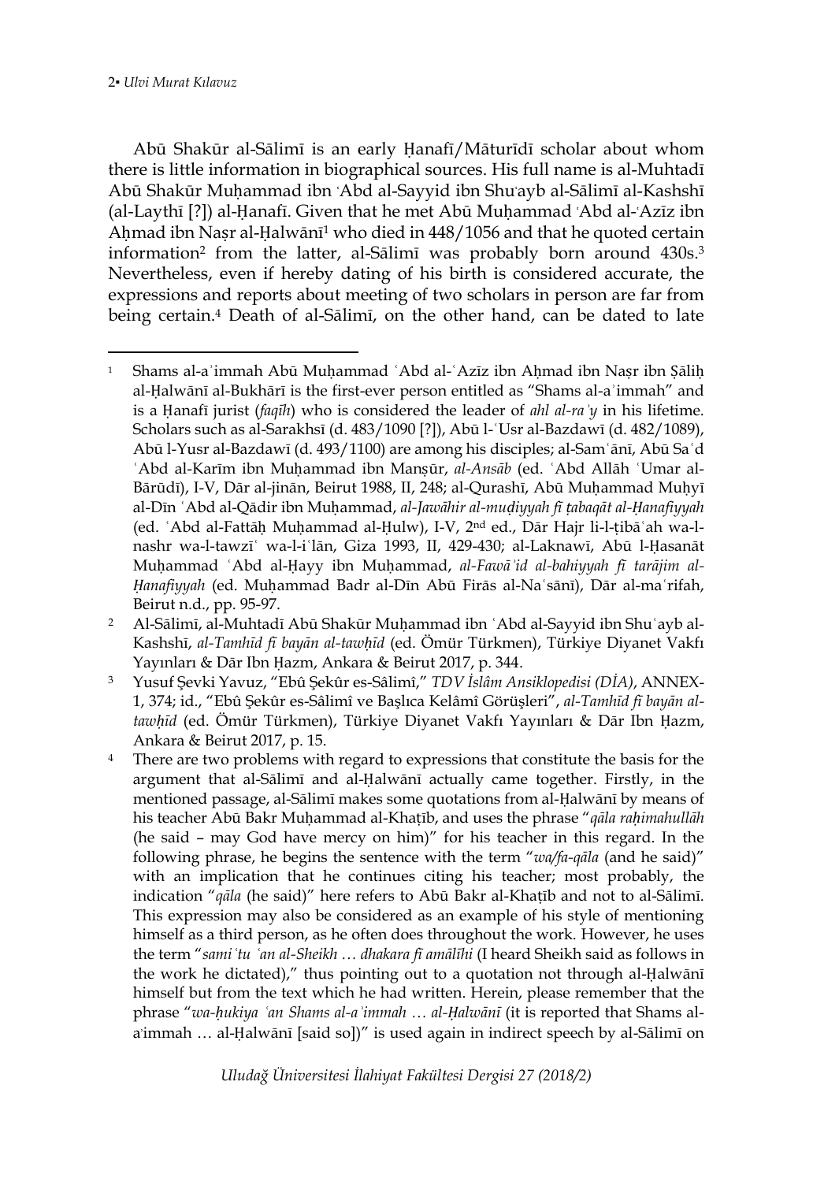Abū Shakūr al-Sālimī is an early Ḥanafī/Māturīdī scholar about whom there is little information in biographical sources. His full name is al-Muhtadī Abū Shakūr Muḥammad ibn ʿAbd al-Sayyid ibn Shuʿayb al-Sālimī al-Kashshī (al-Laythī [?]) al-Ḥanafī. Given that he met Abū Muḥammad ʿAbd al-ʿAzīz ibn Aḥmad ibn Naṣr al-Ḥalwānī[1] who died in 448/1056 and that he quoted certain information[2] from the latter, al-Sālimī was probably born around 430s.[3] Nevertheless, even if hereby dating of his birth is considered accurate, the expressions and reports about meeting of two scholars in person are far from being certain.[4] Death of al-Sālimī, on the other hand, can be dated to late

---

[1] Shams al-aʾimmah Abū Muḥammad ʿAbd al-ʿAzīz ibn Aḥmad ibn Naṣr ibn Ṣāliḥ al-Ḥalwānī al-Bukhārī is the first-ever person entitled as "Shams al-aʾimmah" and is a Ḥanafī jurist (*faqīh*) who is considered the leader of *ahl al-raʾy* in his lifetime. Scholars such as al-Sarakhsī (d. 483/1090 [?]), Abū l-ʿUsr al-Bazdawī (d. 482/1089), Abū l-Yusr al-Bazdawī (d. 493/1100) are among his disciples; al-Samʿānī, Abū Saʿd ʿAbd al-Karīm ibn Muḥammad ibn Manṣūr, *al-Ansāb* (ed. ʿAbd Allāh ʿUmar al-Bārūdī), I-V, Dār al-jinān, Beirut 1988, II, 248; al-Qurashī, Abū Muḥammad Muḥyī al-Dīn ʿAbd al-Qādir ibn Muḥammad, *al-Jawāhir al-muḍiyyah fī ṭabaqāt al-Ḥanafiyyah* (ed. ʿAbd al-Fattāḥ Muḥammad al-Ḥulw), I-V, 2nd ed., Dār Hajr li-l-ṭibāʿah wa-l-nashr wa-l-tawzīʿ wa-l-iʿlān, Giza 1993, II, 429-430; al-Laknawī, Abū l-Ḥasanāt Muḥammad ʿAbd al-Ḥayy ibn Muḥammad, *al-Fawāʾid al-bahiyyah fī tarājim al-Ḥanafiyyah* (ed. Muḥammad Badr al-Dīn Abū Firās al-Naʿsānī), Dār al-maʿrifah, Beirut n.d., pp. 95-97.

[2] Al-Sālimī, al-Muhtadī Abū Shakūr Muḥammad ibn ʿAbd al-Sayyid ibn Shuʿayb al-Kashshī, *al-Tamhīd fī bayān al-tawḥīd* (ed. Ömür Türkmen), Türkiye Diyanet Vakfı Yayınları & Dār Ibn Ḥazm, Ankara & Beirut 2017, p. 344.

[3] Yusuf Şevki Yavuz, "Ebû Şekûr es-Sâlimî," *TDV İslâm Ansiklopedisi (DİA)*, ANNEX-1, 374; id., "Ebû Şekûr es-Sâlimî ve Başlıca Kelâmî Görüşleri", *al-Tamhīd fī bayān al-tawḥīd* (ed. Ömür Türkmen), Türkiye Diyanet Vakfı Yayınları & Dār Ibn Ḥazm, Ankara & Beirut 2017, p. 15.

[4] There are two problems with regard to expressions that constitute the basis for the argument that al-Sālimī and al-Ḥalwānī actually came together. Firstly, in the mentioned passage, al-Sālimī makes some quotations from al-Ḥalwānī by means of his teacher Abū Bakr Muḥammad al-Khaṭīb, and uses the phrase "*qāla raḥimahullāh* (he said – may God have mercy on him)" for his teacher in this regard. In the following phrase, he begins the sentence with the term "*wa/fa-qāla* (and he said)" with an implication that he continues citing his teacher; most probably, the indication "*qāla* (he said)" here refers to Abū Bakr al-Khaṭīb and not to al-Sālimī. This expression may also be considered as an example of his style of mentioning himself as a third person, as he often does throughout the work. However, he uses the term "*samiʿtu ʿan al-Sheikh … dhakara fī amālīhi* (I heard Sheikh said as follows in the work he dictated)," thus pointing out to a quotation not through al-Ḥalwānī himself but from the text which he had written. Herein, please remember that the phrase "*wa-ḥukiya ʿan Shams al-aʾimmah … al-Ḥalwānī* (it is reported that Shams al-aʾimmah … al-Ḥalwānī [said so])" is used again in indirect speech by al-Sālimī on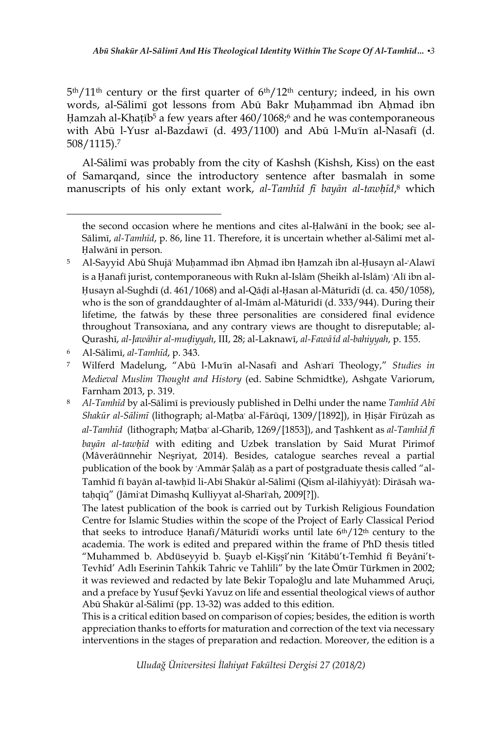5th/11th century or the first quarter of 6th/12th century; indeed, in his own words, al-Sālimī got lessons from Abū Bakr Muḥammad ibn Aḥmad ibn Ḥamzah al-Khaṭīb[5] a few years after 460/1068;[6] and he was contemporaneous with Abū l-Yusr al-Bazdawī (d. 493/1100) and Abū l-Muʿīn al-Nasafī (d. 508/1115).[7]

Al-Sālimī was probably from the city of Kashsh (Kishsh, Kiss) on the east of Samarqand, since the introductory sentence after basmalah in some manuscripts of his only extant work, *al-Tamhīd fī bayān al-tawḥīd*,[8] which

---

the second occasion where he mentions and cites al-Ḥalwānī in the book; see al-Sālimī, *al-Tamhīd*, p. 86, line 11. Therefore, it is uncertain whether al-Sālimī met al-Ḥalwānī in person.

[5] Al-Sayyid Abū Shujāʿ Muḥammad ibn Aḥmad ibn Ḥamzah ibn al-Ḥusayn al-ʿAlawī is a Ḥanafī jurist, contemporaneous with Rukn al-Islām (Sheikh al-Islām) ʿAlī ibn al-Ḥusayn al-Sughdī (d. 461/1068) and al-Qāḍī al-Ḥasan al-Māturīdī (d. ca. 450/1058), who is the son of granddaughter of al-Imām al-Māturīdī (d. 333/944). During their lifetime, the fatwás by these three personalities are considered final evidence throughout Transoxiana, and any contrary views are thought to disreputable; al-Qurashī, *al-Jawāhir al-muḍiyyah*, III, 28; al-Laknawī, *al-Fawāʾid al-bahiyyah*, p. 155.

[6] Al-Sālimī, *al-Tamhīd*, p. 343.

[7] Wilferd Madelung, "Abū l-Muʿīn al-Nasafī and Ashʿarī Theology," *Studies in Medieval Muslim Thought and History* (ed. Sabine Schmidtke), Ashgate Variorum, Farnham 2013, p. 319.

[8] *Al-Tamhīd* by al-Sālimī is previously published in Delhi under the name *Tamhīd Abī Shakūr al-Sālimī* (lithograph; al-Maṭbaʿ al-Fārūqī, 1309/[1892]), in Ḥiṣār Fīrūzah as *al-Tamhīd* (lithograph; Maṭbaʿ al-Gharīb, 1269/[1853]), and Ṭashkent as *al-Tamhīd fī bayān al-tawḥīd* with editing and Uzbek translation by Said Murat Pirimof (Mâverâünnehir Neşriyat, 2014). Besides, catalogue searches reveal a partial publication of the book by ʿAmmār Ṣalāḥ as a part of postgraduate thesis called "al-Tamhīd fī bayān al-tawḥīd li-Abī Shakūr al-Sālimī (Qism al-ilāhiyyāt): Dirāsah wa-taḥqīq" (Jāmiʿat Dimashq Kulliyyat al-Sharīʿah, 2009[?]).

The latest publication of the book is carried out by Turkish Religious Foundation Centre for Islamic Studies within the scope of the Project of Early Classical Period that seeks to introduce Ḥanafī/Māturīdī works until late 6th/12th century to the academia. The work is edited and prepared within the frame of PhD thesis titled "Muhammed b. Abdüseyyid b. Şuayb el-Kişşī'nin 'Kitâbü't-Temhîd fî Beyâni't-Tevhîd' Adlı Eserinin Tahkik Tahric ve Tahlili" by the late Ömür Türkmen in 2002; it was reviewed and redacted by late Bekir Topaloğlu and late Muhammed Aruçi, and a preface by Yusuf Şevki Yavuz on life and essential theological views of author Abū Shakūr al-Sālimī (pp. 13-32) was added to this edition.

This is a critical edition based on comparison of copies; besides, the edition is worth appreciation thanks to efforts for maturation and correction of the text via necessary interventions in the stages of preparation and redaction. Moreover, the edition is a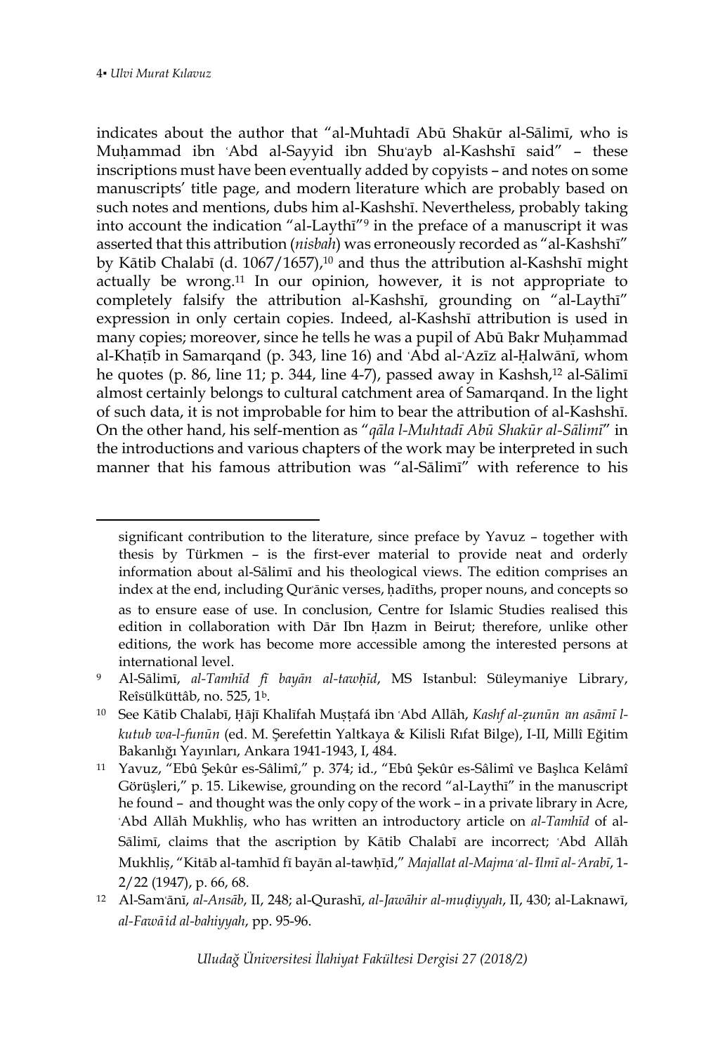indicates about the author that "al-Muhtadī Abū Shakūr al-Sālimī, who is Muḥammad ibn ʿAbd al-Sayyid ibn Shuʿayb al-Kashshī said" – these inscriptions must have been eventually added by copyists – and notes on some manuscripts' title page, and modern literature which are probably based on such notes and mentions, dubs him al-Kashshī. Nevertheless, probably taking into account the indication "al-Laythī"[9] in the preface of a manuscript it was asserted that this attribution (*nisbah*) was erroneously recorded as "al-Kashshī" by Kātib Chalabī (d. 1067/1657),[10] and thus the attribution al-Kashshī might actually be wrong.[11] In our opinion, however, it is not appropriate to completely falsify the attribution al-Kashshī, grounding on "al-Laythī" expression in only certain copies. Indeed, al-Kashshī attribution is used in many copies; moreover, since he tells he was a pupil of Abū Bakr Muḥammad al-Khaṭīb in Samarqand (p. 343, line 16) and ʿAbd al-ʿAzīz al-Ḥalwānī, whom he quotes (p. 86, line 11; p. 344, line 4-7), passed away in Kashsh,[12] al-Sālimī almost certainly belongs to cultural catchment area of Samarqand. In the light of such data, it is not improbable for him to bear the attribution of al-Kashshī. On the other hand, his self-mention as "*qāla l-Muhtadī Abū Shakūr al-Sālimī*" in the introductions and various chapters of the work may be interpreted in such manner that his famous attribution was "al-Sālimī" with reference to his

---

significant contribution to the literature, since preface by Yavuz – together with thesis by Türkmen – is the first-ever material to provide neat and orderly information about al-Sālimī and his theological views. The edition comprises an index at the end, including Qurʾānic verses, ḥadīths, proper nouns, and concepts so as to ensure ease of use. In conclusion, Centre for Islamic Studies realised this edition in collaboration with Dār Ibn Ḥazm in Beirut; therefore, unlike other editions, the work has become more accessible among the interested persons at international level.

[9] Al-Sālimī, *al-Tamhīd fī bayān al-tawḥīd*, MS Istanbul: Süleymaniye Library, Reîsülküttâb, no. 525, 1b.

[10] See Kātib Chalabī, Ḥājī Khalīfah Muṣṭafá ibn ʿAbd Allāh, *Kashf al-ẓunūn ʿan asāmī l-kutub wa-l-funūn* (ed. M. Şerefettin Yaltkaya & Kilisli Rıfat Bilge), I-II, Millî Eğitim Bakanlığı Yayınları, Ankara 1941-1943, I, 484.

[11] Yavuz, "Ebû Şekûr es-Sâlimî," p. 374; id., "Ebû Şekûr es-Sâlimî ve Başlıca Kelâmî Görüşleri," p. 15. Likewise, grounding on the record "al-Laythī" in the manuscript he found – and thought was the only copy of the work – in a private library in Acre, ʿAbd Allāh Mukhliṣ, who has written an introductory article on *al-Tamhīd* of al-Sālimī, claims that the ascription by Kātib Chalabī are incorrect; ʿAbd Allāh Mukhliṣ, "Kitāb al-tamhīd fī bayān al-tawḥīd," *Majallat al-Majmaʿ al-ʿIlmī al-ʿArabī*, 1-2/22 (1947), p. 66, 68.

[12] Al-Samʿānī, *al-Ansāb*, II, 248; al-Qurashī, *al-Jawāhir al-muḍiyyah*, II, 430; al-Laknawī, *al-Fawāʾid al-bahiyyah*, pp. 95-96.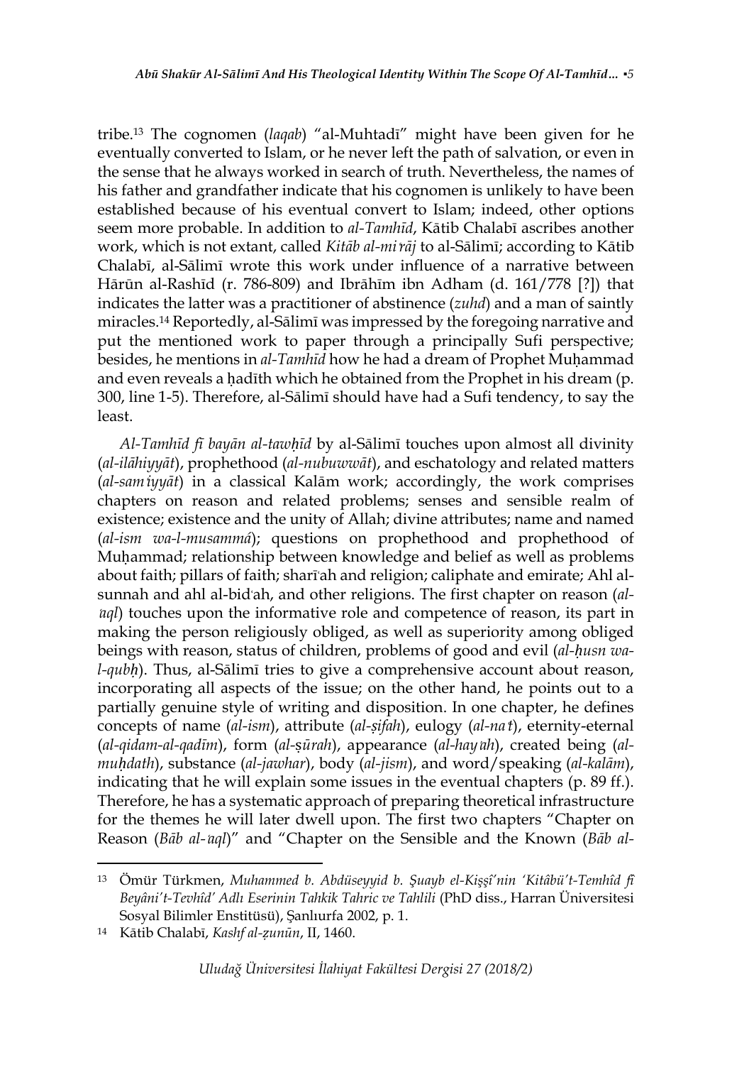tribe.[13] The cognomen (*laqab*) "al-Muhtadī" might have been given for he eventually converted to Islam, or he never left the path of salvation, or even in the sense that he always worked in search of truth. Nevertheless, the names of his father and grandfather indicate that his cognomen is unlikely to have been established because of his eventual convert to Islam; indeed, other options seem more probable. In addition to *al-Tamhīd*, Kātib Chalabī ascribes another work, which is not extant, called *Kitāb al-miʿrāj* to al-Sālimī; according to Kātib Chalabī, al-Sālimī wrote this work under influence of a narrative between Hārūn al-Rashīd (r. 786-809) and Ibrāhīm ibn Adham (d. 161/778 [?]) that indicates the latter was a practitioner of abstinence (*zuhd*) and a man of saintly miracles.[14] Reportedly, al-Sālimī was impressed by the foregoing narrative and put the mentioned work to paper through a principally Sufi perspective; besides, he mentions in *al-Tamhīd* how he had a dream of Prophet Muḥammad and even reveals a ḥadīth which he obtained from the Prophet in his dream (p. 300, line 1-5). Therefore, al-Sālimī should have had a Sufi tendency, to say the least.

*Al-Tamhīd fī bayān al-tawḥīd* by al-Sālimī touches upon almost all divinity (*al-ilāhiyyāt*), prophethood (*al-nubuwwāt*), and eschatology and related matters (*al-samʿiyyāt*) in a classical Kalām work; accordingly, the work comprises chapters on reason and related problems; senses and sensible realm of existence; existence and the unity of Allah; divine attributes; name and named (*al-ism wa-l-musammá*); questions on prophethood and prophethood of Muḥammad; relationship between knowledge and belief as well as problems about faith; pillars of faith; sharīʿah and religion; caliphate and emirate; Ahl al-sunnah and ahl al-bidʿah, and other religions. The first chapter on reason (*al-ʿaql*) touches upon the informative role and competence of reason, its part in making the person religiously obliged, as well as superiority among obliged beings with reason, status of children, problems of good and evil (*al-ḥusn wa-l-qubḥ*). Thus, al-Sālimī tries to give a comprehensive account about reason, incorporating all aspects of the issue; on the other hand, he points out to a partially genuine style of writing and disposition. In one chapter, he defines concepts of name (*al-ism*), attribute (*al-ṣifah*), eulogy (*al-naʿt*), eternity-eternal (*al-qidam-al-qadīm*), form (*al-ṣūrah*), appearance (*al-hayʾah*), created being (*al-muḥdath*), substance (*al-jawhar*), body (*al-jism*), and word/speaking (*al-kalām*), indicating that he will explain some issues in the eventual chapters (p. 89 ff.). Therefore, he has a systematic approach of preparing theoretical infrastructure for the themes he will later dwell upon. The first two chapters "Chapter on Reason (*Bāb al-ʿaql*)" and "Chapter on the Sensible and the Known (*Bāb al-*

---

[13] Ömür Türkmen, *Muhammed b. Abdüseyyid b. Şuayb el-Kişşî'nin 'Kitâbü't-Temhîd fî Beyâni't-Tevhîd' Adlı Eserinin Tahkik Tahric ve Tahlili* (PhD diss., Harran Üniversitesi Sosyal Bilimler Enstitüsü), Şanlıurfa 2002, p. 1.

[14] Kātib Chalabī, *Kashf al-ẓunūn*, II, 1460.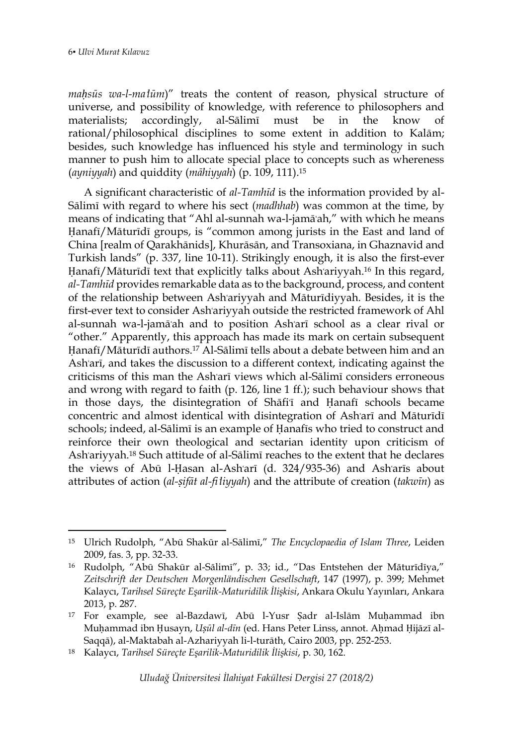*maḥsūs wa-l-maʿlūm*)" treats the content of reason, physical structure of universe, and possibility of knowledge, with reference to philosophers and materialists; accordingly, al-Sālimī must be in the know of rational/philosophical disciplines to some extent in addition to Kalām; besides, such knowledge has influenced his style and terminology in such manner to push him to allocate special place to concepts such as whereness (*ayniyyah*) and quiddity (*māhiyyah*) (p. 109, 111).[15]

A significant characteristic of *al-Tamhīd* is the information provided by al-Sālimī with regard to where his sect (*madhhab*) was common at the time, by means of indicating that "Ahl al-sunnah wa-l-jamāʿah," with which he means Ḥanafī/Māturīdī groups, is "common among jurists in the East and land of China [realm of Qarakhānids], Khurāsān, and Transoxiana, in Ghaznavid and Turkish lands" (p. 337, line 10-11). Strikingly enough, it is also the first-ever Ḥanafī/Māturīdī text that explicitly talks about Ashʿariyyah.[16] In this regard, *al-Tamhīd* provides remarkable data as to the background, process, and content of the relationship between Ashʿariyyah and Māturīdiyyah. Besides, it is the first-ever text to consider Ashʿariyyah outside the restricted framework of Ahl al-sunnah wa-l-jamāʿah and to position Ashʿarī school as a clear rival or "other." Apparently, this approach has made its mark on certain subsequent Ḥanafī/Māturīdī authors.[17] Al-Sālimī tells about a debate between him and an Ashʿarī, and takes the discussion to a different context, indicating against the criticisms of this man the Ashʿarī views which al-Sālimī considers erroneous and wrong with regard to faith (p. 126, line 1 ff.); such behaviour shows that in those days, the disintegration of Shāfiʿī and Ḥanafī schools became concentric and almost identical with disintegration of Ashʿarī and Māturīdī schools; indeed, al-Sālimī is an example of Ḥanafīs who tried to construct and reinforce their own theological and sectarian identity upon criticism of Ashʿariyyah.[18] Such attitude of al-Sālimī reaches to the extent that he declares the views of Abū l-Ḥasan al-Ashʿarī (d. 324/935-36) and Ashʿarīs about attributes of action (*al-ṣifāt al-fiʿliyyah*) and the attribute of creation (*takwīn*) as

---

[15] Ulrich Rudolph, "Abū Shakūr al-Sālimī," *The Encyclopaedia of Islam Three*, Leiden 2009, fas. 3, pp. 32-33.

[16] Rudolph, "Abū Shakūr al-Sālimī", p. 33; id., "Das Entstehen der Māturīdīya," *Zeitschrift der Deutschen Morgenländischen Gesellschaft*, 147 (1997), p. 399; Mehmet Kalaycı, *Tarihsel Süreçte Eşarilik-Maturidilik İlişkisi*, Ankara Okulu Yayınları, Ankara 2013, p. 287.

[17] For example, see al-Bazdawī, Abū l-Yusr Ṣadr al-Islām Muḥammad ibn Muḥammad ibn Ḥusayn, *Uṣūl al-dīn* (ed. Hans Peter Linss, annot. Aḥmad Ḥijāzī al-Saqqā), al-Maktabah al-Azhariyyah li-l-turāth, Cairo 2003, pp. 252-253.

[18] Kalaycı, *Tarihsel Süreçte Eşarilik-Maturidilik İlişkisi*, p. 30, 162.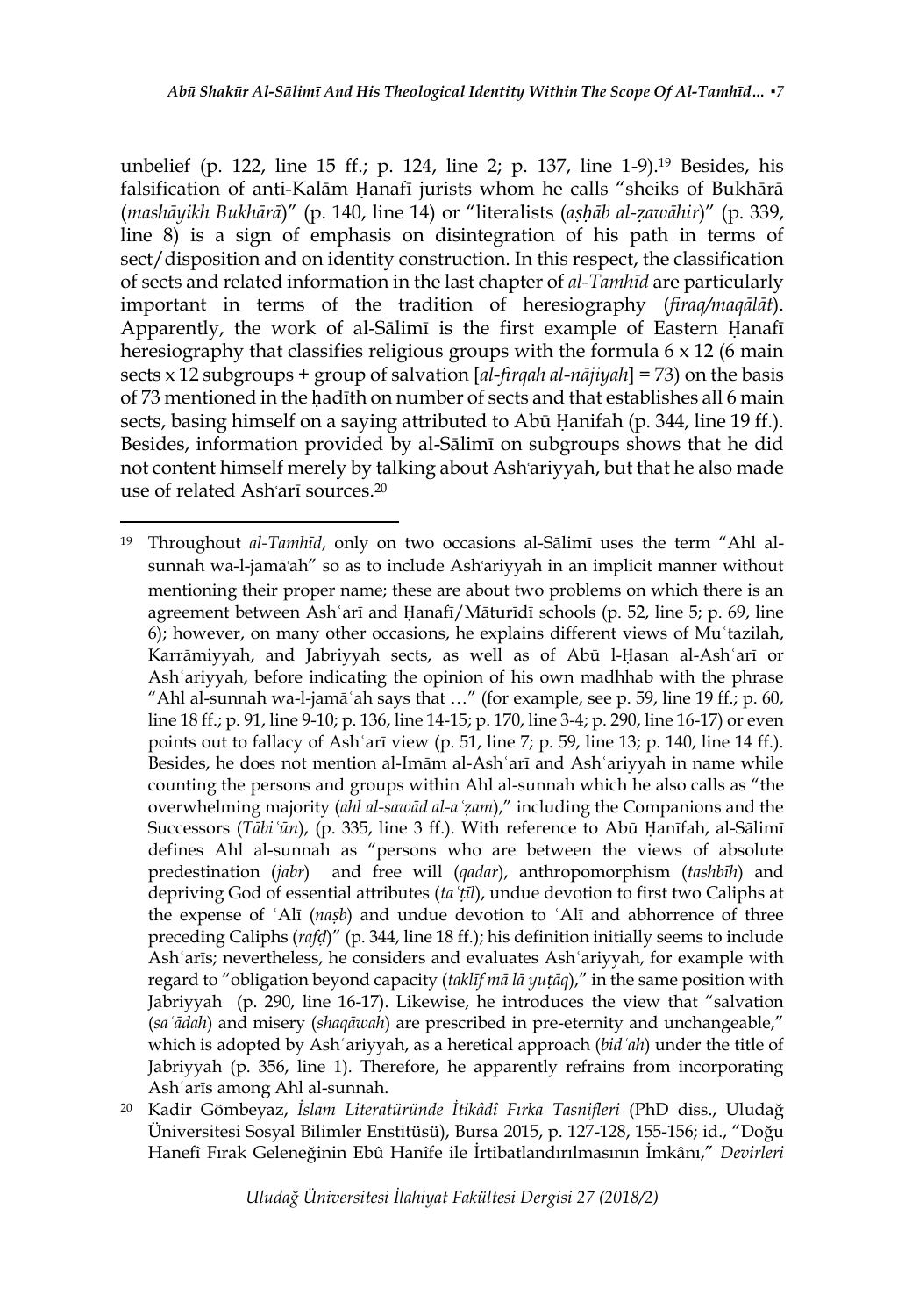unbelief (p. 122, line 15 ff.; p. 124, line 2; p. 137, line 1-9).[19] Besides, his falsification of anti-Kalām Ḥanafī jurists whom he calls "sheiks of Bukhārā (*mashāyikh Bukhārā*)" (p. 140, line 14) or "literalists (*aṣḥāb al-ẓawāhir*)" (p. 339, line 8) is a sign of emphasis on disintegration of his path in terms of sect/disposition and on identity construction. In this respect, the classification of sects and related information in the last chapter of *al-Tamhīd* are particularly important in terms of the tradition of heresiography (*firaq/maqālāt*). Apparently, the work of al-Sālimī is the first example of Eastern Ḥanafī heresiography that classifies religious groups with the formula 6 x 12 (6 main sects x 12 subgroups + group of salvation [*al-firqah al-nājiyah*] = 73) on the basis of 73 mentioned in the ḥadīth on number of sects and that establishes all 6 main sects, basing himself on a saying attributed to Abū Ḥanifah (p. 344, line 19 ff.). Besides, information provided by al-Sālimī on subgroups shows that he did not content himself merely by talking about Ashʿariyyah, but that he also made use of related Ashʿarī sources.[20]

---

[19] Throughout *al-Tamhīd*, only on two occasions al-Sālimī uses the term "Ahl al-sunnah wa-l-jamāʿah" so as to include Ashʿariyyah in an implicit manner without mentioning their proper name; these are about two problems on which there is an agreement between Ashʿarī and Ḥanafī/Māturīdī schools (p. 52, line 5; p. 69, line 6); however, on many other occasions, he explains different views of Muʿtazilah, Karrāmiyyah, and Jabriyyah sects, as well as of Abū l-Ḥasan al-Ashʿarī or Ashʿariyyah, before indicating the opinion of his own madhhab with the phrase "Ahl al-sunnah wa-l-jamāʿah says that …" (for example, see p. 59, line 19 ff.; p. 60, line 18 ff.; p. 91, line 9-10; p. 136, line 14-15; p. 170, line 3-4; p. 290, line 16-17) or even points out to fallacy of Ashʿarī view (p. 51, line 7; p. 59, line 13; p. 140, line 14 ff.). Besides, he does not mention al-Imām al-Ashʿarī and Ashʿariyyah in name while counting the persons and groups within Ahl al-sunnah which he also calls as "the overwhelming majority (*ahl al-sawād al-aʿẓam*)," including the Companions and the Successors (*Tābiʿūn*), (p. 335, line 3 ff.). With reference to Abū Ḥanīfah, al-Sālimī defines Ahl al-sunnah as "persons who are between the views of absolute predestination (*jabr*) and free will (*qadar*), anthropomorphism (*tashbīh*) and depriving God of essential attributes (*taʿṭīl*), undue devotion to first two Caliphs at the expense of ʿAlī (*naṣb*) and undue devotion to ʿAlī and abhorrence of three preceding Caliphs (*rafḍ*)" (p. 344, line 18 ff.); his definition initially seems to include Ashʿarīs; nevertheless, he considers and evaluates Ashʿariyyah, for example with regard to "obligation beyond capacity (*taklīf mā lā yuṭāq*)," in the same position with Jabriyyah (p. 290, line 16-17). Likewise, he introduces the view that "salvation (*saʿādah*) and misery (*shaqāwah*) are prescribed in pre-eternity and unchangeable," which is adopted by Ashʿariyyah, as a heretical approach (*bidʿah*) under the title of Jabriyyah (p. 356, line 1). Therefore, he apparently refrains from incorporating Ashʿarīs among Ahl al-sunnah.

[20] Kadir Gömbeyaz, *İslam Literatüründe İtikâdî Fırka Tasnifleri* (PhD diss., Uludağ Üniversitesi Sosyal Bilimler Enstitüsü), Bursa 2015, p. 127-128, 155-156; id., "Doğu Hanefî Fırak Geleneğinin Ebû Hanîfe ile İrtibatlandırılmasının İmkânı," *Devirleri*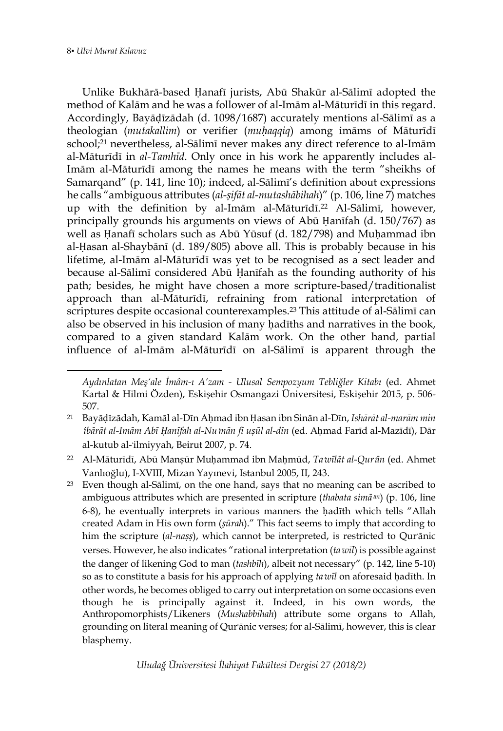Unlike Bukhārā-based Ḥanafī jurists, Abū Shakūr al-Sālimī adopted the method of Kalām and he was a follower of al-Imām al-Māturīdī in this regard. Accordingly, Bayāḍīzādah (d. 1098/1687) accurately mentions al-Sālimī as a theologian (*mutakallim*) or verifier (*muḥaqqiq*) among imāms of Māturīdī school;[21] nevertheless, al-Sālimī never makes any direct reference to al-Imām al-Māturīdī in *al-Tamhīd*. Only once in his work he apparently includes al-Imām al-Māturīdī among the names he means with the term "sheikhs of Samarqand" (p. 141, line 10); indeed, al-Sālimī's definition about expressions he calls "ambiguous attributes (*al-ṣifāt al-mutashābihah*)" (p. 106, line 7) matches up with the definition by al-Imām al-Māturīdī.[22] Al-Sālimī, however, principally grounds his arguments on views of Abū Ḥanīfah (d. 150/767) as well as Ḥanafī scholars such as Abū Yūsuf (d. 182/798) and Muḥammad ibn al-Ḥasan al-Shaybānī (d. 189/805) above all. This is probably because in his lifetime, al-Imām al-Māturīdī was yet to be recognised as a sect leader and because al-Sālimī considered Abū Ḥanīfah as the founding authority of his path; besides, he might have chosen a more scripture-based/traditionalist approach than al-Māturīdī, refraining from rational interpretation of scriptures despite occasional counterexamples.[23] This attitude of al-Sālimī can also be observed in his inclusion of many ḥadīths and narratives in the book, compared to a given standard Kalām work. On the other hand, partial influence of al-Imām al-Māturīdī on al-Sālimī is apparent through the

---

*Aydınlatan Meş'ale İmâm-ı A'zam - Ulusal Sempozyum Tebliğler Kitabı* (ed. Ahmet Kartal & Hilmi Özden), Eskişehir Osmangazi Üniversitesi, Eskişehir 2015, p. 506-507.

[21] Bayāḍīzādah, Kamāl al-Dīn Aḥmad ibn Ḥasan ibn Sinān al-Dīn, *Ishārāt al-marām min ʿibārāt al-Imām Abī Ḥanīfah al-Nuʿmān fī uṣūl al-dīn* (ed. Aḥmad Farīd al-Mazīdī), Dār al-kutub al-ʿilmiyyah, Beirut 2007, p. 74.

[22] Al-Māturīdī, Abū Manṣūr Muḥammad ibn Maḥmūd, *Taʾwīlāt al-Qurʾān* (ed. Ahmet Vanlıoğlu), I-XVIII, Mizan Yayınevi, Istanbul 2005, II, 243.

[23] Even though al-Sālimī, on the one hand, says that no meaning can be ascribed to ambiguous attributes which are presented in scripture (*thabata simāʿan*) (p. 106, line 6-8), he eventually interprets in various manners the ḥadīth which tells "Allah created Adam in His own form (*ṣūrah*)." This fact seems to imply that according to him the scripture (*al-naṣṣ*), which cannot be interpreted, is restricted to Qurʾānic verses. However, he also indicates "rational interpretation (*taʾwīl*) is possible against the danger of likening God to man (*tashbīh*), albeit not necessary" (p. 142, line 5-10) so as to constitute a basis for his approach of applying *taʾwīl* on aforesaid ḥadīth. In other words, he becomes obliged to carry out interpretation on some occasions even though he is principally against it. Indeed, in his own words, the Anthropomorphists/Likeners (*Mushabbihah*) attribute some organs to Allah, grounding on literal meaning of Qurʾānic verses; for al-Sālimī, however, this is clear blasphemy.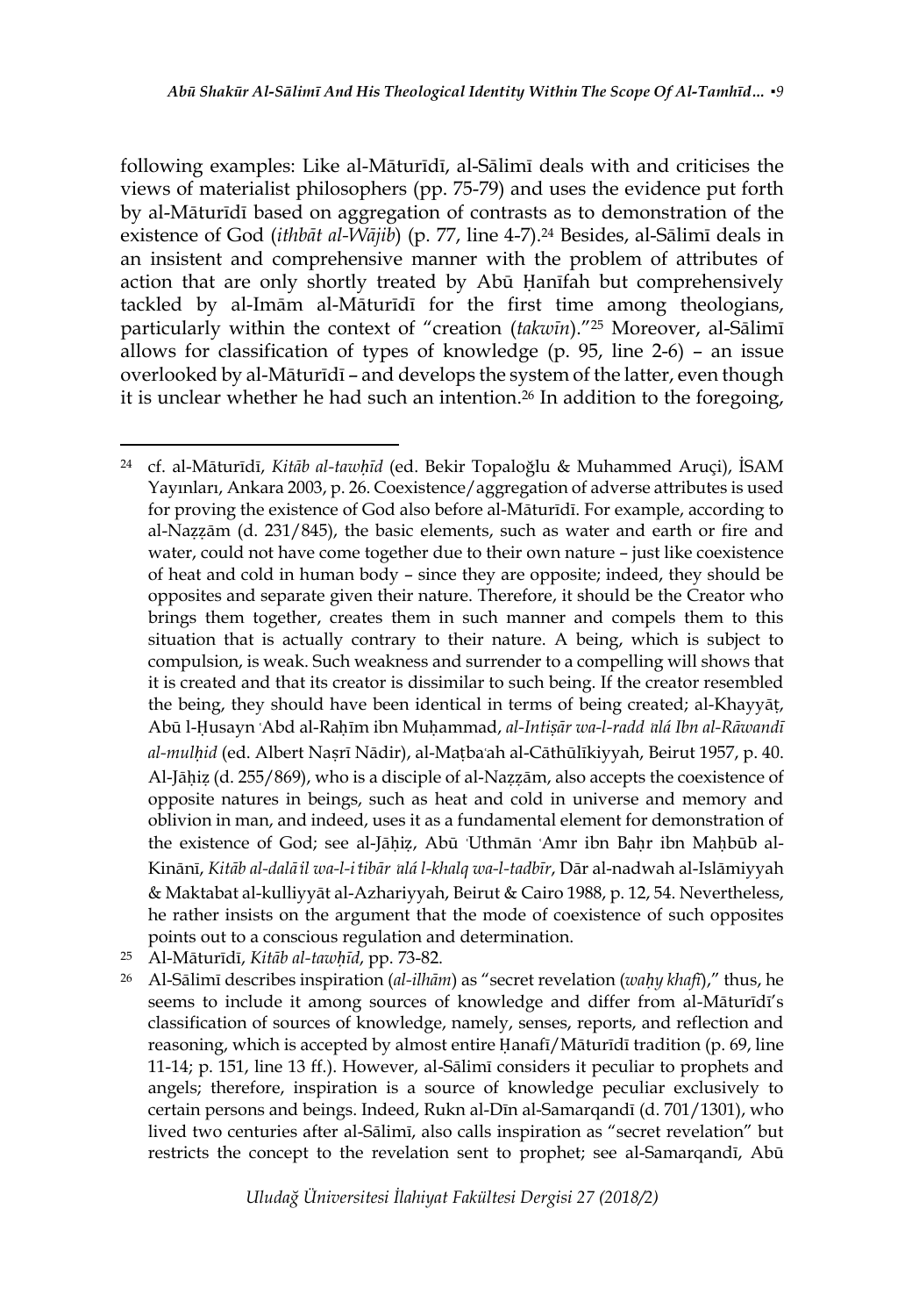following examples: Like al-Māturīdī, al-Sālimī deals with and criticises the views of materialist philosophers (pp. 75-79) and uses the evidence put forth by al-Māturīdī based on aggregation of contrasts as to demonstration of the existence of God (*ithbāt al-Wājib*) (p. 77, line 4-7).[24] Besides, al-Sālimī deals in an insistent and comprehensive manner with the problem of attributes of action that are only shortly treated by Abū Ḥanīfah but comprehensively tackled by al-Imām al-Māturīdī for the first time among theologians, particularly within the context of "creation (*takwīn*)."[25] Moreover, al-Sālimī allows for classification of types of knowledge (p. 95, line 2-6) – an issue overlooked by al-Māturīdī – and develops the system of the latter, even though it is unclear whether he had such an intention.[26] In addition to the foregoing,

---

[24] cf. al-Māturīdī, *Kitāb al-tawḥīd* (ed. Bekir Topaloğlu & Muhammed Aruçi), İSAM Yayınları, Ankara 2003, p. 26. Coexistence/aggregation of adverse attributes is used for proving the existence of God also before al-Māturīdī. For example, according to al-Naẓẓām (d. 231/845), the basic elements, such as water and earth or fire and water, could not have come together due to their own nature – just like coexistence of heat and cold in human body – since they are opposite; indeed, they should be opposites and separate given their nature. Therefore, it should be the Creator who brings them together, creates them in such manner and compels them to this situation that is actually contrary to their nature. A being, which is subject to compulsion, is weak. Such weakness and surrender to a compelling will shows that it is created and that its creator is dissimilar to such being. If the creator resembled the being, they should have been identical in terms of being created; al-Khayyāṭ, Abū l-Ḥusayn ʿAbd al-Raḥīm ibn Muḥammad, *al-Intiṣār wa-l-radd ʿalá Ibn al-Rāwandī al-mulḥid* (ed. Albert Naṣrī Nādir), al-Maṭbaʿah al-Cāthūlīkiyyah, Beirut 1957, p. 40. Al-Jāḥiẓ (d. 255/869), who is a disciple of al-Naẓẓām, also accepts the coexistence of opposite natures in beings, such as heat and cold in universe and memory and oblivion in man, and indeed, uses it as a fundamental element for demonstration of the existence of God; see al-Jāḥiẓ, Abū ʿUthmān ʿAmr ibn Baḥr ibn Maḥbūb al-Kinānī, *Kitāb al-dalāʾil wa-l-iʿtibār ʿalá l-khalq wa-l-tadbīr*, Dār al-nadwah al-Islāmiyyah & Maktabat al-kulliyyāt al-Azhariyyah, Beirut & Cairo 1988, p. 12, 54. Nevertheless, he rather insists on the argument that the mode of coexistence of such opposites points out to a conscious regulation and determination.

[25] Al-Māturīdī, *Kitāb al-tawḥīd*, pp. 73-82.

[26] Al-Sālimī describes inspiration (*al-ilhām*) as "secret revelation (*waḥy khafī*)," thus, he seems to include it among sources of knowledge and differ from al-Māturīdī's classification of sources of knowledge, namely, senses, reports, and reflection and reasoning, which is accepted by almost entire Ḥanafī/Māturīdī tradition (p. 69, line 11-14; p. 151, line 13 ff.). However, al-Sālimī considers it peculiar to prophets and angels; therefore, inspiration is a source of knowledge peculiar exclusively to certain persons and beings. Indeed, Rukn al-Dīn al-Samarqandī (d. 701/1301), who lived two centuries after al-Sālimī, also calls inspiration as "secret revelation" but restricts the concept to the revelation sent to prophet; see al-Samarqandī, Abū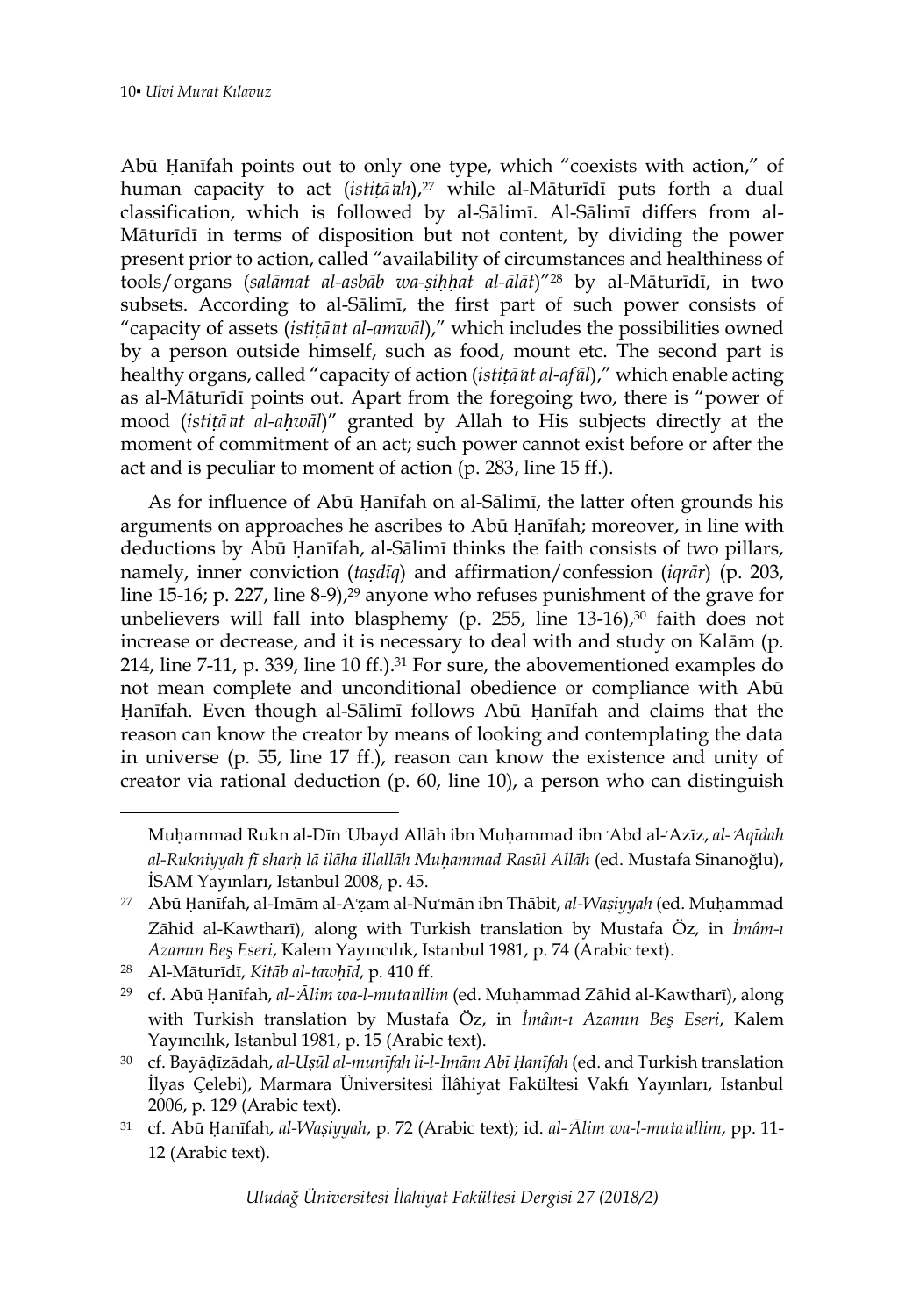Abū Ḥanīfah points out to only one type, which "coexists with action," of human capacity to act (*istiṭāʿah*),[27] while al-Māturīdī puts forth a dual classification, which is followed by al-Sālimī. Al-Sālimī differs from al-Māturīdī in terms of disposition but not content, by dividing the power present prior to action, called "availability of circumstances and healthiness of tools/organs (*salāmat al-asbāb wa-ṣiḥḥat al-ālāt*)"[28] by al-Māturīdī, in two subsets. According to al-Sālimī, the first part of such power consists of "capacity of assets (*istiṭāʿat al-amwāl*)," which includes the possibilities owned by a person outside himself, such as food, mount etc. The second part is healthy organs, called "capacity of action (*istiṭāʿat al-afʿāl*)," which enable acting as al-Māturīdī points out. Apart from the foregoing two, there is "power of mood (*istiṭāʿat al-aḥwāl*)" granted by Allah to His subjects directly at the moment of commitment of an act; such power cannot exist before or after the act and is peculiar to moment of action (p. 283, line 15 ff.).

As for influence of Abū Ḥanīfah on al-Sālimī, the latter often grounds his arguments on approaches he ascribes to Abū Ḥanīfah; moreover, in line with deductions by Abū Ḥanīfah, al-Sālimī thinks the faith consists of two pillars, namely, inner conviction (*taṣdīq*) and affirmation/confession (*iqrār*) (p. 203, line 15-16; p. 227, line 8-9),[29] anyone who refuses punishment of the grave for unbelievers will fall into blasphemy (p. 255, line 13-16),[30] faith does not increase or decrease, and it is necessary to deal with and study on Kalām (p. 214, line 7-11, p. 339, line 10 ff.).[31] For sure, the abovementioned examples do not mean complete and unconditional obedience or compliance with Abū Ḥanīfah. Even though al-Sālimī follows Abū Ḥanīfah and claims that the reason can know the creator by means of looking and contemplating the data in universe (p. 55, line 17 ff.), reason can know the existence and unity of creator via rational deduction (p. 60, line 10), a person who can distinguish

---

Muḥammad Rukn al-Dīn ʿUbayd Allāh ibn Muḥammad ibn ʿAbd al-ʿAzīz, *al-ʿAqīdah al-Rukniyyah fī sharḥ lā ilāha illallāh Muḥammad Rasūl Allāh* (ed. Mustafa Sinanoğlu), İSAM Yayınları, Istanbul 2008, p. 45.

[27] Abū Ḥanīfah, al-Imām al-Aʿẓam al-Nuʿmān ibn Thābit, *al-Waṣiyyah* (ed. Muḥammad Zāhid al-Kawtharī), along with Turkish translation by Mustafa Öz, in *İmâm-ı Azamın Beş Eseri*, Kalem Yayıncılık, Istanbul 1981, p. 74 (Arabic text).

[28] Al-Māturīdī, *Kitāb al-tawḥīd*, p. 410 ff.

[29] cf. Abū Ḥanīfah, *al-ʿĀlim wa-l-mutaʿallim* (ed. Muḥammad Zāhid al-Kawtharī), along with Turkish translation by Mustafa Öz, in *İmâm-ı Azamın Beş Eseri*, Kalem Yayıncılık, Istanbul 1981, p. 15 (Arabic text).

[30] cf. Bayāḍīzādah, *al-Uṣūl al-munīfah li-l-Imām Abī Ḥanīfah* (ed. and Turkish translation İlyas Çelebi), Marmara Üniversitesi İlâhiyat Fakültesi Vakfı Yayınları, Istanbul 2006, p. 129 (Arabic text).

[31] cf. Abū Ḥanīfah, *al-Waṣiyyah*, p. 72 (Arabic text); id. *al-ʿĀlim wa-l-mutaʿallim*, pp. 11-12 (Arabic text).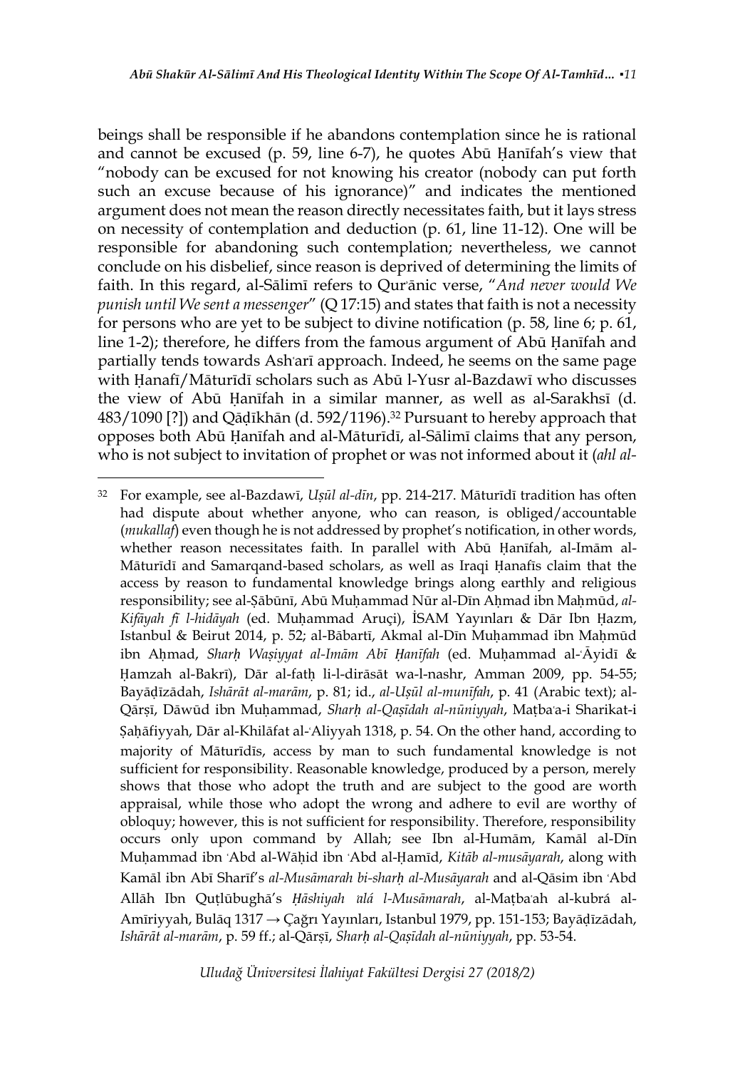beings shall be responsible if he abandons contemplation since he is rational and cannot be excused (p. 59, line 6-7), he quotes Abū Ḥanīfah's view that "nobody can be excused for not knowing his creator (nobody can put forth such an excuse because of his ignorance)" and indicates the mentioned argument does not mean the reason directly necessitates faith, but it lays stress on necessity of contemplation and deduction (p. 61, line 11-12). One will be responsible for abandoning such contemplation; nevertheless, we cannot conclude on his disbelief, since reason is deprived of determining the limits of faith. In this regard, al-Sālimī refers to Qurʾānic verse, "*And never would We punish until We sent a messenger*" (Q 17:15) and states that faith is not a necessity for persons who are yet to be subject to divine notification (p. 58, line 6; p. 61, line 1-2); therefore, he differs from the famous argument of Abū Ḥanīfah and partially tends towards Ashʿarī approach. Indeed, he seems on the same page with Ḥanafī/Māturīdī scholars such as Abū l-Yusr al-Bazdawī who discusses the view of Abū Ḥanīfah in a similar manner, as well as al-Sarakhsī (d. 483/1090 [?]) and Qāḍīkhān (d. 592/1196).[32] Pursuant to hereby approach that opposes both Abū Ḥanīfah and al-Māturīdī, al-Sālimī claims that any person, who is not subject to invitation of prophet or was not informed about it (*ahl al-*

---

[32] For example, see al-Bazdawī, *Uṣūl al-dīn*, pp. 214-217. Māturīdī tradition has often had dispute about whether anyone, who can reason, is obliged/accountable (*mukallaf*) even though he is not addressed by prophet's notification, in other words, whether reason necessitates faith. In parallel with Abū Ḥanīfah, al-Imām al-Māturīdī and Samarqand-based scholars, as well as Iraqi Ḥanafīs claim that the access by reason to fundamental knowledge brings along earthly and religious responsibility; see al-Ṣābūnī, Abū Muḥammad Nūr al-Dīn Aḥmad ibn Maḥmūd, *al-Kifāyah fī l-hidāyah* (ed. Muḥammad Aruçi), İSAM Yayınları & Dār Ibn Ḥazm, Istanbul & Beirut 2014, p. 52; al-Bābartī, Akmal al-Dīn Muḥammad ibn Maḥmūd ibn Aḥmad, *Sharḥ Waṣiyyat al-Imām Abī Ḥanīfah* (ed. Muḥammad al-ʿĀyidī & Ḥamzah al-Bakrī), Dār al-fatḥ li-l-dirāsāt wa-l-nashr, Amman 2009, pp. 54-55; Bayāḍīzādah, *Ishārāt al-marām*, p. 81; id., *al-Uṣūl al-munīfah*, p. 41 (Arabic text); al-Qārṣī, Dāwūd ibn Muḥammad, *Sharḥ al-Qaṣīdah al-nūniyyah*, Maṭbaʿa-i Sharikat-i Ṣaḥāfiyyah, Dār al-Khilāfat al-ʿAliyyah 1318, p. 54. On the other hand, according to majority of Māturīdīs, access by man to such fundamental knowledge is not sufficient for responsibility. Reasonable knowledge, produced by a person, merely shows that those who adopt the truth and are subject to the good are worth appraisal, while those who adopt the wrong and adhere to evil are worthy of obloquy; however, this is not sufficient for responsibility. Therefore, responsibility occurs only upon command by Allah; see Ibn al-Humām, Kamāl al-Dīn Muḥammad ibn ʿAbd al-Wāḥid ibn ʿAbd al-Ḥamīd, *Kitāb al-musāyarah*, along with Kamāl ibn Abī Sharīf's *al-Musāmarah bi-sharḥ al-Musāyarah* and al-Qāsim ibn ʿAbd Allāh Ibn Quṭlūbughā's *Ḥāshiyah ʿalá l-Musāmarah*, al-Maṭbaʿah al-kubrá al-Amīriyyah, Bulāq 1317 → Çağrı Yayınları, Istanbul 1979, pp. 151-153; Bayāḍīzādah, *Ishārāt al-marām*, p. 59 ff.; al-Qārṣī, *Sharḥ al-Qaṣīdah al-nūniyyah*, pp. 53-54.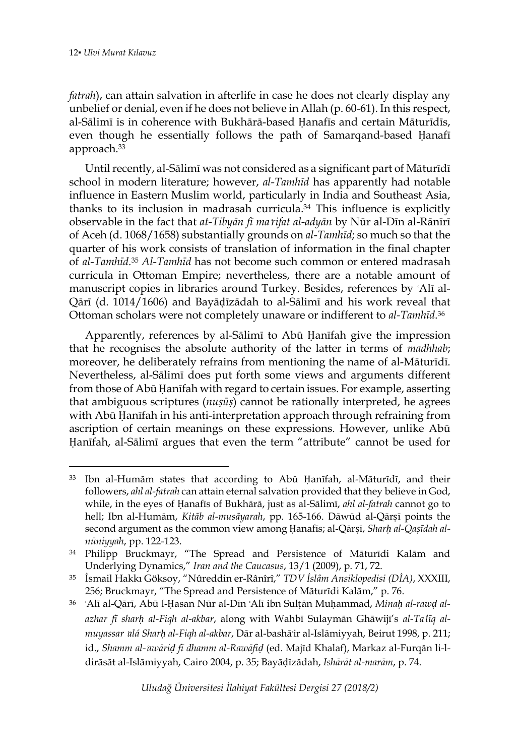*fatrah*), can attain salvation in afterlife in case he does not clearly display any unbelief or denial, even if he does not believe in Allah (p. 60-61). In this respect, al-Sālimī is in coherence with Bukhārā-based Ḥanafīs and certain Māturīdīs, even though he essentially follows the path of Samarqand-based Ḥanafī approach.[33]

Until recently, al-Sālimī was not considered as a significant part of Māturīdī school in modern literature; however, *al-Tamhīd* has apparently had notable influence in Eastern Muslim world, particularly in India and Southeast Asia, thanks to its inclusion in madrasah curricula.[34] This influence is explicitly observable in the fact that *at-Tibyān fī maʿrifat al-adyān* by Nūr al-Dīn al-Rānīrī of Aceh (d. 1068/1658) substantially grounds on *al-Tamhīd*; so much so that the quarter of his work consists of translation of information in the final chapter of *al-Tamhīd*.[35] *Al-Tamhīd* has not become such common or entered madrasah curricula in Ottoman Empire; nevertheless, there are a notable amount of manuscript copies in libraries around Turkey. Besides, references by ʿAlī al-Qārī (d. 1014/1606) and Bayāḍīzādah to al-Sālimī and his work reveal that Ottoman scholars were not completely unaware or indifferent to *al-Tamhīd*.[36]

Apparently, references by al-Sālimī to Abū Ḥanīfah give the impression that he recognises the absolute authority of the latter in terms of *madhhab*; moreover, he deliberately refrains from mentioning the name of al-Māturīdī. Nevertheless, al-Sālimī does put forth some views and arguments different from those of Abū Ḥanīfah with regard to certain issues. For example, asserting that ambiguous scriptures (*nuṣūṣ*) cannot be rationally interpreted, he agrees with Abū Ḥanīfah in his anti-interpretation approach through refraining from ascription of certain meanings on these expressions. However, unlike Abū Ḥanīfah, al-Sālimī argues that even the term "attribute" cannot be used for

---

[33] Ibn al-Humām states that according to Abū Ḥanīfah, al-Māturīdī, and their followers, *ahl al-fatrah* can attain eternal salvation provided that they believe in God, while, in the eyes of Ḥanafīs of Bukhārā, just as al-Sālimī, *ahl al-fatrah* cannot go to hell; Ibn al-Humām, *Kitāb al-musāyarah*, pp. 165-166. Dāwūd al-Qārṣī points the second argument as the common view among Ḥanafīs; al-Qārṣī, *Sharḥ al-Qaṣīdah al-nūniyyah*, pp. 122-123.

[34] Philipp Bruckmayr, "The Spread and Persistence of Māturīdi Kalām and Underlying Dynamics," *Iran and the Caucasus*, 13/1 (2009), p. 71, 72.

[35] İsmail Hakkı Göksoy, "Nûreddin er-Rânîrî," *TDV İslâm Ansiklopedisi (DİA)*, XXXIII, 256; Bruckmayr, "The Spread and Persistence of Māturīdi Kalām," p. 76.

[36] ʿAlī al-Qārī, Abū l-Ḥasan Nūr al-Dīn ʿAlī ibn Sulṭān Muḥammad, *Minaḥ al-rawḍ al-azhar fī sharḥ al-Fiqh al-akbar*, along with Wahbī Sulaymān Ghāwijī's *al-Taʿlīq al-muyassar ʿalá Sharḥ al-Fiqh al-akbar*, Dār al-bashāʾir al-Islāmiyyah, Beirut 1998, p. 211; id., *Shamm al-ʿawāriḍ fī dhamm al-Rawāfiḍ* (ed. Majīd Khalaf), Markaz al-Furqān li-l-dirāsāt al-Islāmiyyah, Cairo 2004, p. 35; Bayāḍīzādah, *Ishārāt al-marām*, p. 74.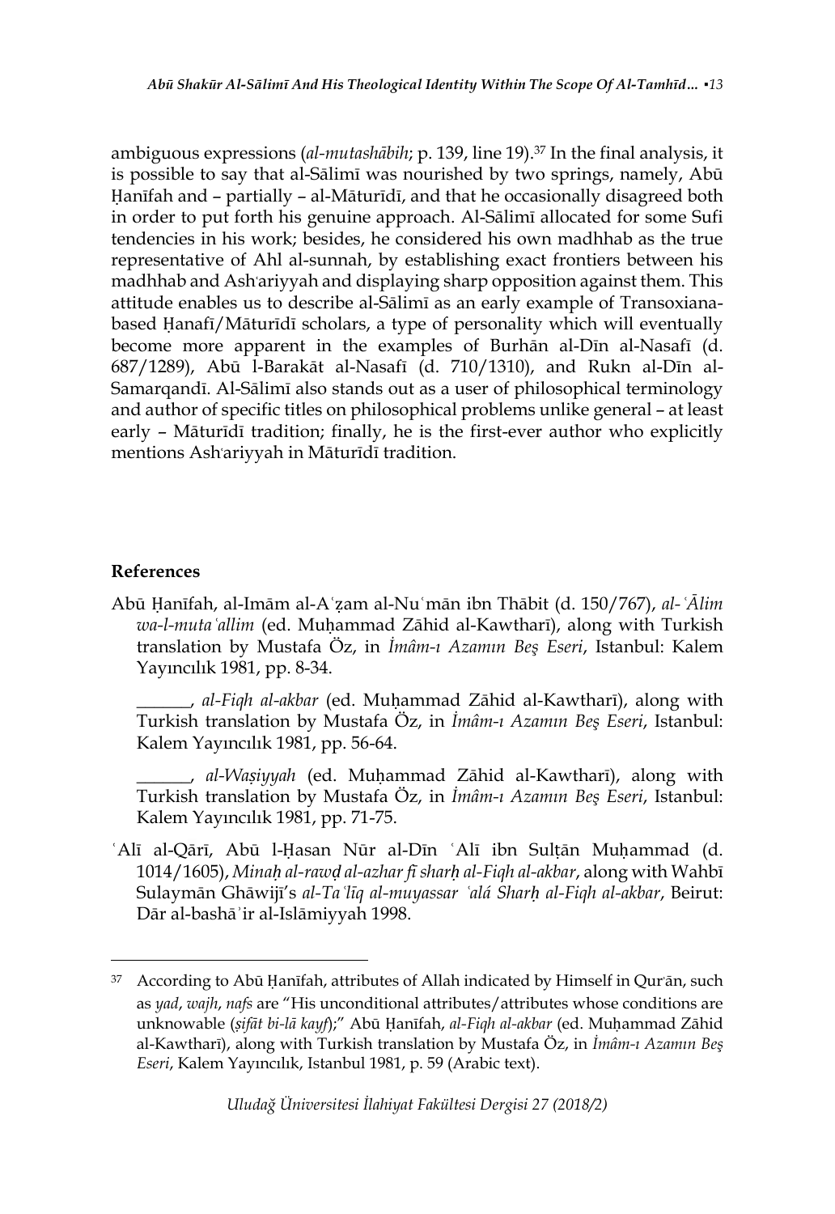ambiguous expressions (*al-mutashābih*; p. 139, line 19).[37] In the final analysis, it is possible to say that al-Sālimī was nourished by two springs, namely, Abū Ḥanīfah and – partially – al-Māturīdī, and that he occasionally disagreed both in order to put forth his genuine approach. Al-Sālimī allocated for some Sufi tendencies in his work; besides, he considered his own madhhab as the true representative of Ahl al-sunnah, by establishing exact frontiers between his madhhab and Ashʿariyyah and displaying sharp opposition against them. This attitude enables us to describe al-Sālimī as an early example of Transoxiana-based Ḥanafī/Māturīdī scholars, a type of personality which will eventually become more apparent in the examples of Burhān al-Dīn al-Nasafī (d. 687/1289), Abū l-Barakāt al-Nasafī (d. 710/1310), and Rukn al-Dīn al-Samarqandī. Al-Sālimī also stands out as a user of philosophical terminology and author of specific titles on philosophical problems unlike general – at least early – Māturīdī tradition; finally, he is the first-ever author who explicitly mentions Ashʿariyyah in Māturīdī tradition.

## References

Abū Ḥanīfah, al-Imām al-Aʿẓam al-Nuʿmān ibn Thābit (d. 150/767), *al-ʿĀlim wa-l-mutaʿallim* (ed. Muḥammad Zāhid al-Kawtharī), along with Turkish translation by Mustafa Öz, in *İmâm-ı Azamın Beş Eseri*, Istanbul: Kalem Yayıncılık 1981, pp. 8-34.

______, *al-Fiqh al-akbar* (ed. Muḥammad Zāhid al-Kawtharī), along with Turkish translation by Mustafa Öz, in *İmâm-ı Azamın Beş Eseri*, Istanbul: Kalem Yayıncılık 1981, pp. 56-64.

______, *al-Waṣiyyah* (ed. Muḥammad Zāhid al-Kawtharī), along with Turkish translation by Mustafa Öz, in *İmâm-ı Azamın Beş Eseri*, Istanbul: Kalem Yayıncılık 1981, pp. 71-75.

ʿAlī al-Qārī, Abū l-Ḥasan Nūr al-Dīn ʿAlī ibn Sulṭān Muḥammad (d. 1014/1605), *Minaḥ al-rawḍ al-azhar fī sharḥ al-Fiqh al-akbar*, along with Wahbī Sulaymān Ghāwijī's *al-Taʿlīq al-muyassar ʿalá Sharḥ al-Fiqh al-akbar*, Beirut: Dār al-bashāʾir al-Islāmiyyah 1998.

---

[37] According to Abū Ḥanīfah, attributes of Allah indicated by Himself in Qurʾān, such as *yad*, *wajh*, *nafs* are "His unconditional attributes/attributes whose conditions are unknowable (*ṣifāt bi-lā kayf*);" Abū Ḥanīfah, *al-Fiqh al-akbar* (ed. Muḥammad Zāhid al-Kawtharī), along with Turkish translation by Mustafa Öz, in *İmâm-ı Azamın Beş Eseri*, Kalem Yayıncılık, Istanbul 1981, p. 59 (Arabic text).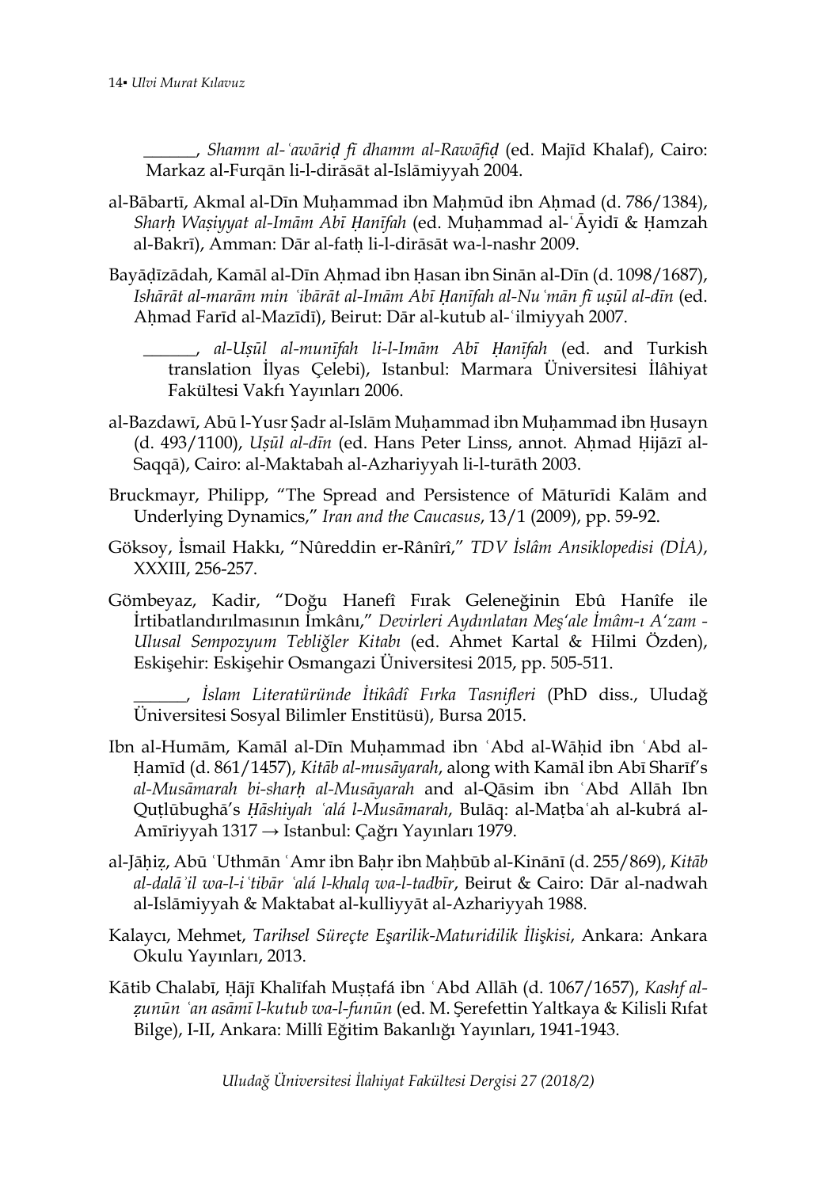______, *Shamm al-ʿawāriḍ fī dhamm al-Rawāfiḍ* (ed. Majīd Khalaf), Cairo: Markaz al-Furqān li-l-dirāsāt al-Islāmiyyah 2004.

al-Bābartī, Akmal al-Dīn Muḥammad ibn Maḥmūd ibn Aḥmad (d. 786/1384), *Sharḥ Waṣiyyat al-Imām Abī Ḥanīfah* (ed. Muḥammad al-ʿĀyidī & Ḥamzah al-Bakrī), Amman: Dār al-fatḥ li-l-dirāsāt wa-l-nashr 2009.

Bayāḍīzādah, Kamāl al-Dīn Aḥmad ibn Ḥasan ibn Sinān al-Dīn (d. 1098/1687), *Ishārāt al-marām min ʿibārāt al-Imām Abī Ḥanīfah al-Nuʿmān fī uṣūl al-dīn* (ed. Aḥmad Farīd al-Mazīdī), Beirut: Dār al-kutub al-ʿilmiyyah 2007.

______, *al-Uṣūl al-munīfah li-l-Imām Abī Ḥanīfah* (ed. and Turkish translation İlyas Çelebi), Istanbul: Marmara Üniversitesi İlâhiyat Fakültesi Vakfı Yayınları 2006.

al-Bazdawī, Abū l-Yusr Ṣadr al-Islām Muḥammad ibn Muḥammad ibn Ḥusayn (d. 493/1100), *Uṣūl al-dīn* (ed. Hans Peter Linss, annot. Aḥmad Ḥijāzī al-Saqqā), Cairo: al-Maktabah al-Azhariyyah li-l-turāth 2003.

Bruckmayr, Philipp, "The Spread and Persistence of Māturīdi Kalām and Underlying Dynamics," *Iran and the Caucasus*, 13/1 (2009), pp. 59-92.

Göksoy, İsmail Hakkı, "Nûreddin er-Rânîrî," *TDV İslâm Ansiklopedisi (DİA)*, XXXIII, 256-257.

Gömbeyaz, Kadir, "Doğu Hanefî Fırak Geleneğinin Ebû Hanîfe ile İrtibatlandırılmasının İmkânı," *Devirleri Aydınlatan Meş'ale İmâm-ı A'zam - Ulusal Sempozyum Tebliğler Kitabı* (ed. Ahmet Kartal & Hilmi Özden), Eskişehir: Eskişehir Osmangazi Üniversitesi 2015, pp. 505-511.

______, *İslam Literatüründe İtikâdî Fırka Tasnifleri* (PhD diss., Uludağ Üniversitesi Sosyal Bilimler Enstitüsü), Bursa 2015.

Ibn al-Humām, Kamāl al-Dīn Muḥammad ibn ʿAbd al-Wāḥid ibn ʿAbd al-Ḥamīd (d. 861/1457), *Kitāb al-musāyarah*, along with Kamāl ibn Abī Sharīf's *al-Musāmarah bi-sharḥ al-Musāyarah* and al-Qāsim ibn ʿAbd Allāh Ibn Quṭlūbughā's *Ḥāshiyah ʿalá l-Musāmarah*, Bulāq: al-Maṭbaʿah al-kubrá al-Amīriyyah 1317 → Istanbul: Çağrı Yayınları 1979.

al-Jāḥiẓ, Abū ʿUthmān ʿAmr ibn Baḥr ibn Maḥbūb al-Kinānī (d. 255/869), *Kitāb al-dalāʾil wa-l-iʿtibār ʿalá l-khalq wa-l-tadbīr*, Beirut & Cairo: Dār al-nadwah al-Islāmiyyah & Maktabat al-kulliyyāt al-Azhariyyah 1988.

Kalaycı, Mehmet, *Tarihsel Süreçte Eşarilik-Maturidilik İlişkisi*, Ankara: Ankara Okulu Yayınları, 2013.

Kātib Chalabī, Ḥājī Khalīfah Muṣṭafá ibn ʿAbd Allāh (d. 1067/1657), *Kashf al-ẓunūn ʿan asāmī l-kutub wa-l-funūn* (ed. M. Şerefettin Yaltkaya & Kilisli Rıfat Bilge), I-II, Ankara: Millî Eğitim Bakanlığı Yayınları, 1941-1943.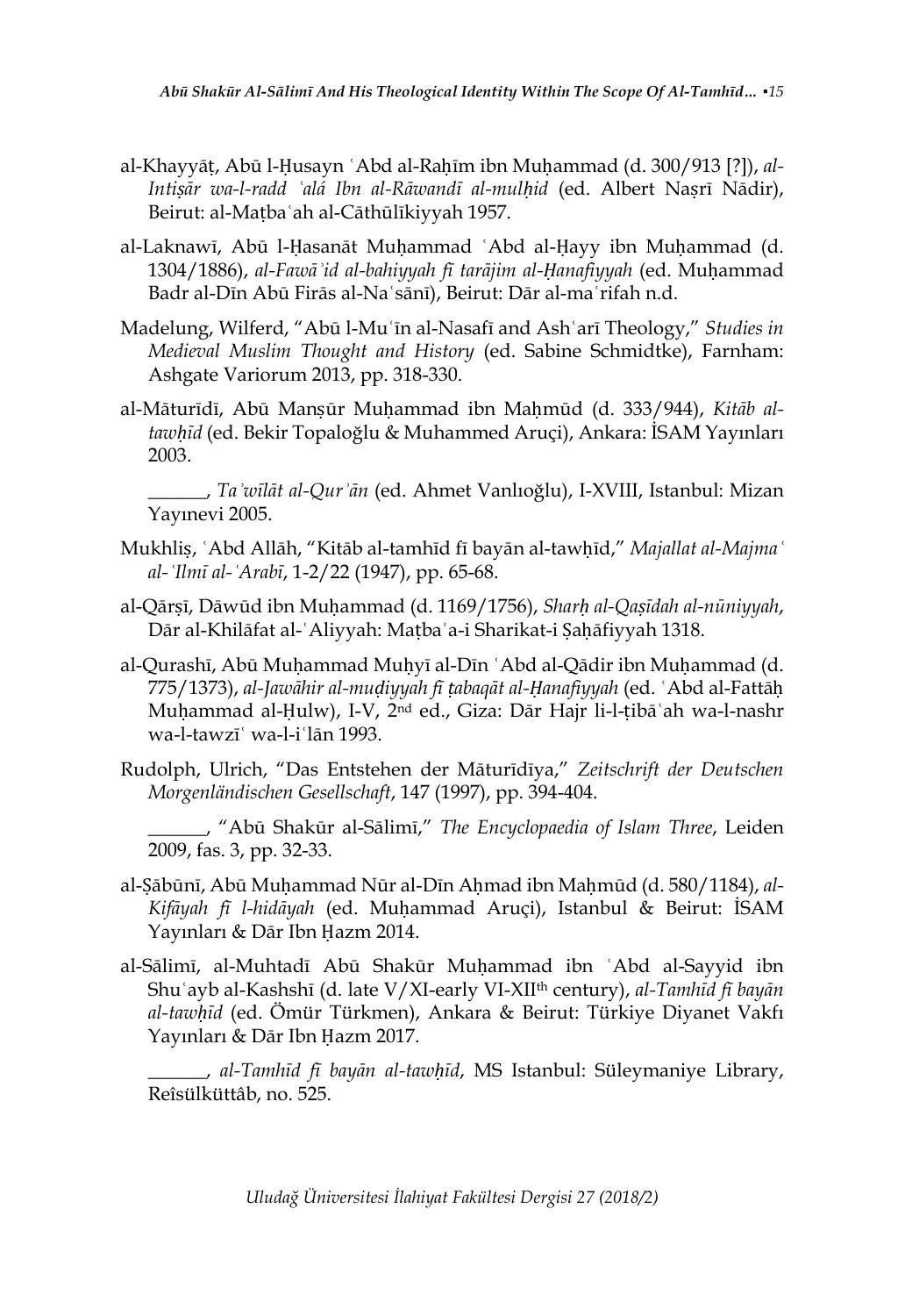al-Khayyāṭ, Abū l-Ḥusayn ʿAbd al-Raḥīm ibn Muḥammad (d. 300/913 [?]), *al-Intiṣār wa-l-radd ʿalá Ibn al-Rāwandī al-mulḥid* (ed. Albert Naṣrī Nādir), Beirut: al-Maṭbaʿah al-Cāthūlīkiyyah 1957.

al-Laknawī, Abū l-Ḥasanāt Muḥammad ʿAbd al-Ḥayy ibn Muḥammad (d. 1304/1886), *al-Fawāʾid al-bahiyyah fī tarājim al-Ḥanafiyyah* (ed. Muḥammad Badr al-Dīn Abū Firās al-Naʿsānī), Beirut: Dār al-maʿrifah n.d.

Madelung, Wilferd, "Abū l-Muʿīn al-Nasafī and Ashʿarī Theology," *Studies in Medieval Muslim Thought and History* (ed. Sabine Schmidtke), Farnham: Ashgate Variorum 2013, pp. 318-330.

al-Māturīdī, Abū Manṣūr Muḥammad ibn Maḥmūd (d. 333/944), *Kitāb al-tawḥīd* (ed. Bekir Topaloğlu & Muhammed Aruçi), Ankara: İSAM Yayınları 2003.

______, *Taʾwīlāt al-Qurʾān* (ed. Ahmet Vanlıoğlu), I-XVIII, Istanbul: Mizan Yayınevi 2005.

Mukhliṣ, ʿAbd Allāh, "Kitāb al-tamhīd fī bayān al-tawḥīd," *Majallat al-Majmaʿ al-ʿIlmī al-ʿArabī*, 1-2/22 (1947), pp. 65-68.

al-Qārṣī, Dāwūd ibn Muḥammad (d. 1169/1756), *Sharḥ al-Qaṣīdah al-nūniyyah*, Dār al-Khilāfat al-ʿAliyyah: Maṭbaʿa-i Sharikat-i Ṣaḥāfiyyah 1318.

al-Qurashī, Abū Muḥammad Muḥyī al-Dīn ʿAbd al-Qādir ibn Muḥammad (d. 775/1373), *al-Jawāhir al-muḍiyyah fī ṭabaqāt al-Ḥanafiyyah* (ed. ʿAbd al-Fattāḥ Muḥammad al-Ḥulw), I-V, 2nd ed., Giza: Dār Hajr li-l-ṭibāʿah wa-l-nashr wa-l-tawzīʿ wa-l-iʿlān 1993.

Rudolph, Ulrich, "Das Entstehen der Māturīdīya," *Zeitschrift der Deutschen Morgenländischen Gesellschaft*, 147 (1997), pp. 394-404.

______, "Abū Shakūr al-Sālimī," *The Encyclopaedia of Islam Three*, Leiden 2009, fas. 3, pp. 32-33.

al-Ṣābūnī, Abū Muḥammad Nūr al-Dīn Aḥmad ibn Maḥmūd (d. 580/1184), *al-Kifāyah fī l-hidāyah* (ed. Muḥammad Aruçi), Istanbul & Beirut: İSAM Yayınları & Dār Ibn Ḥazm 2014.

al-Sālimī, al-Muhtadī Abū Shakūr Muḥammad ibn ʿAbd al-Sayyid ibn Shuʿayb al-Kashshī (d. late V/XI-early VI-XIIth century), *al-Tamhīd fī bayān al-tawḥīd* (ed. Ömür Türkmen), Ankara & Beirut: Türkiye Diyanet Vakfı Yayınları & Dār Ibn Ḥazm 2017.

______, *al-Tamhīd fī bayān al-tawḥīd*, MS Istanbul: Süleymaniye Library, Reîsülküttâb, no. 525.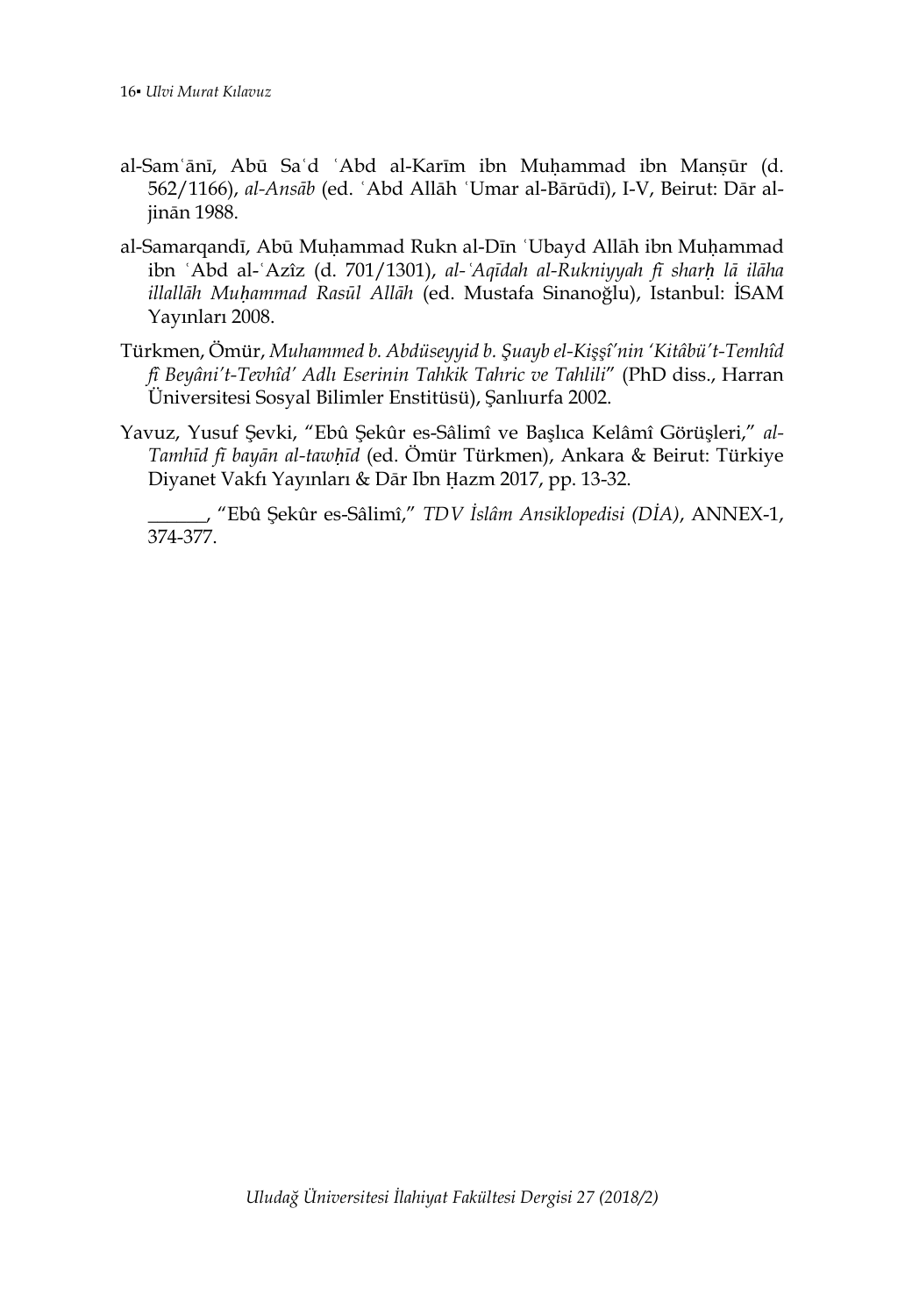al-Samʿānī, Abū Saʿd ʿAbd al-Karīm ibn Muḥammad ibn Manṣūr (d. 562/1166), *al-Ansāb* (ed. ʿAbd Allāh ʿUmar al-Bārūdī), I-V, Beirut: Dār al-jinān 1988.

al-Samarqandī, Abū Muḥammad Rukn al-Dīn ʿUbayd Allāh ibn Muḥammad ibn ʿAbd al-ʿAzîz (d. 701/1301), *al-ʿAqīdah al-Rukniyyah fī sharḥ lā ilāha illallāh Muḥammad Rasūl Allāh* (ed. Mustafa Sinanoğlu), Istanbul: İSAM Yayınları 2008.

Türkmen, Ömür, *Muhammed b. Abdüseyyid b. Şuayb el-Kişşî'nin 'Kitâbü't-Temhîd fî Beyâni't-Tevhîd' Adlı Eserinin Tahkik Tahric ve Tahlili*" (PhD diss., Harran Üniversitesi Sosyal Bilimler Enstitüsü), Şanlıurfa 2002.

Yavuz, Yusuf Şevki, "Ebû Şekûr es-Sâlimî ve Başlıca Kelâmî Görüşleri," *al-Tamhīd fī bayān al-tawḥīd* (ed. Ömür Türkmen), Ankara & Beirut: Türkiye Diyanet Vakfı Yayınları & Dār Ibn Ḥazm 2017, pp. 13-32.

______, "Ebû Şekûr es-Sâlimî," *TDV İslâm Ansiklopedisi (DİA)*, ANNEX-1, 374-377.